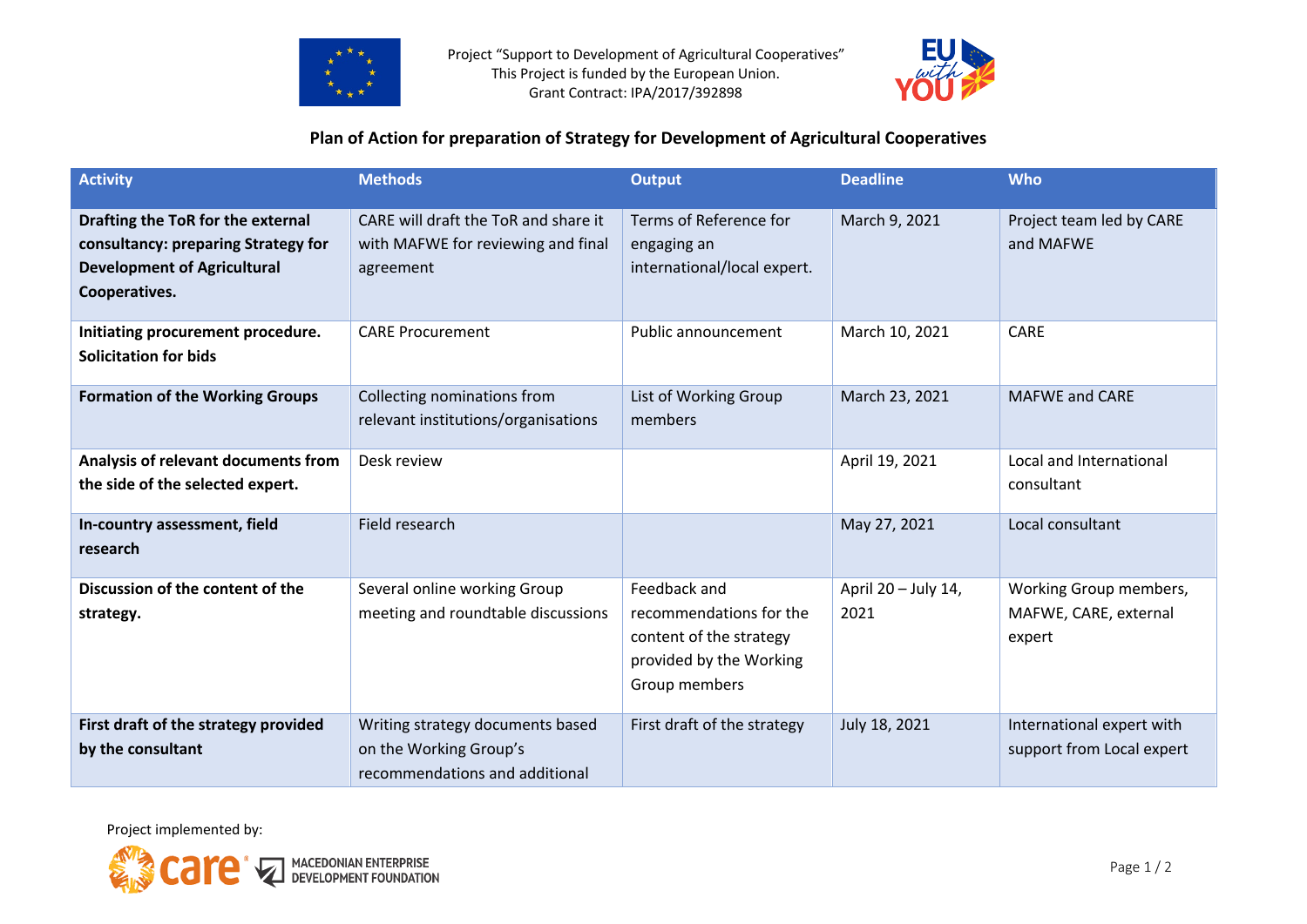Project "Support to Development of Agricultural Cooperatives"
This Project is funded by the European Union.
Grant Contract: IPA/2017/392898

## Plan of Action for preparation of Strategy for Development of Agricultural Cooperatives

| Activity | Methods | Output | Deadline | Who |
|---|---|---|---|---|
| **Drafting the ToR for the external consultancy: preparing Strategy for Development of Agricultural Cooperatives.** | CARE will draft the ToR and share it with MAFWE for reviewing and final agreement | Terms of Reference for engaging an international/local expert. | March 9, 2021 | Project team led by CARE and MAFWE |
| **Initiating procurement procedure. Solicitation for bids** | CARE Procurement | Public announcement | March 10, 2021 | CARE |
| **Formation of the Working Groups** | Collecting nominations from relevant institutions/organisations | List of Working Group members | March 23, 2021 | MAFWE and CARE |
| **Analysis of relevant documents from the side of the selected expert.** | Desk review | | April 19, 2021 | Local and International consultant |
| **In-country assessment, field research** | Field research | | May 27, 2021 | Local consultant |
| **Discussion of the content of the strategy.** | Several online working Group meeting and roundtable discussions | Feedback and recommendations for the content of the strategy provided by the Working Group members | April 20 – July 14, 2021 | Working Group members, MAFWE, CARE, external expert |
| **First draft of the strategy provided by the consultant** | Writing strategy documents based on the Working Group's recommendations and additional | First draft of the strategy | July 18, 2021 | International expert with support from Local expert |

Project implemented by: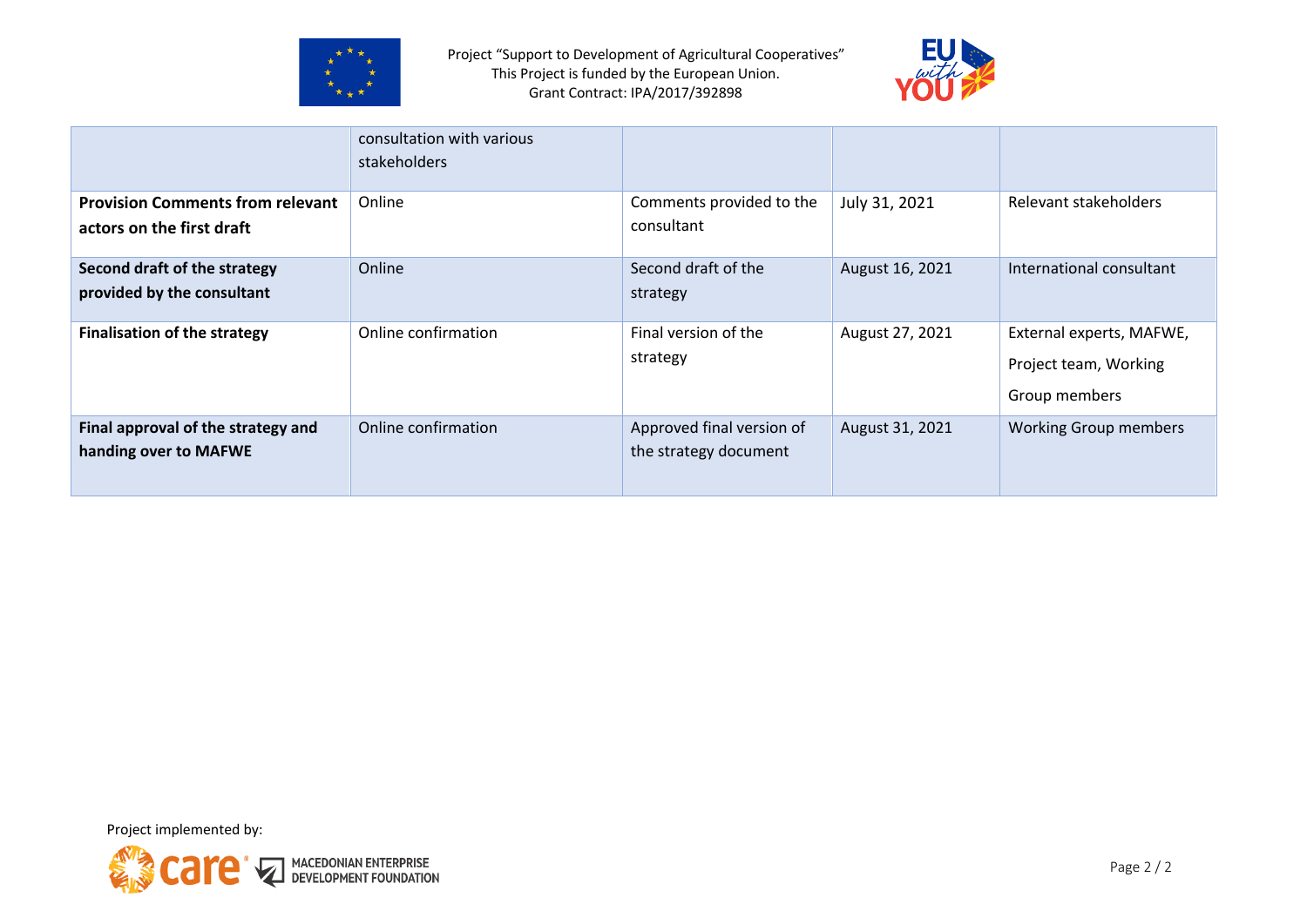| | | | | |
|---|---|---|---|---|
| | consultation with various stakeholders | | | |
| **Provision Comments from relevant actors on the first draft** | Online | Comments provided to the consultant | July 31, 2021 | Relevant stakeholders |
| **Second draft of the strategy provided by the consultant** | Online | Second draft of the strategy | August 16, 2021 | International consultant |
| **Finalisation of the strategy** | Online confirmation | Final version of the strategy | August 27, 2021 | External experts, MAFWE, Project team, Working Group members |
| **Final approval of the strategy and handing over to MAFWE** | Online confirmation | Approved final version of the strategy document | August 31, 2021 | Working Group members |